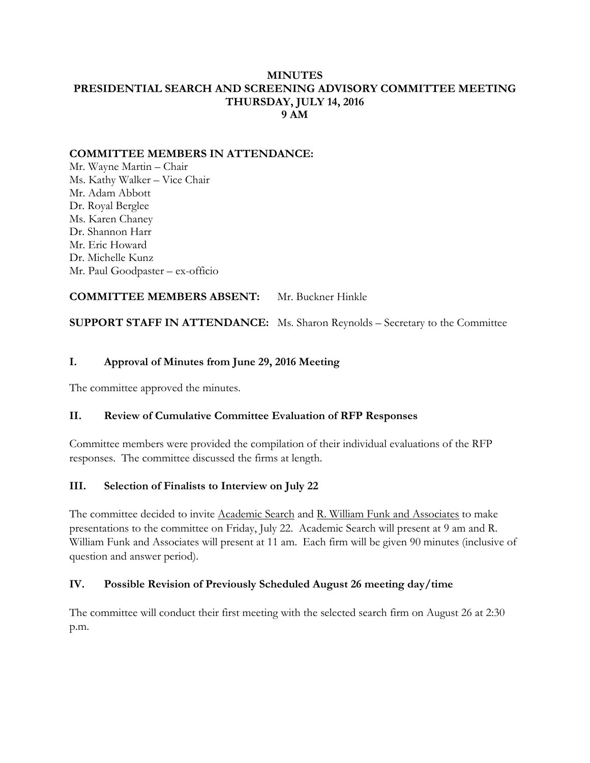# MINUTES
# PRESIDENTIAL SEARCH AND SCREENING ADVISORY COMMITTEE MEETING
## THURSDAY, JULY 14, 2016
## 9 AM

**COMMITTEE MEMBERS IN ATTENDANCE:**

Mr. Wayne Martin – Chair
Ms. Kathy Walker – Vice Chair
Mr. Adam Abbott
Dr. Royal Berglee
Ms. Karen Chaney
Dr. Shannon Harr
Mr. Eric Howard
Dr. Michelle Kunz
Mr. Paul Goodpaster – ex-officio

**COMMITTEE MEMBERS ABSENT:** Mr. Buckner Hinkle

**SUPPORT STAFF IN ATTENDANCE:** Ms. Sharon Reynolds – Secretary to the Committee

### I. Approval of Minutes from June 29, 2016 Meeting

The committee approved the minutes.

### II. Review of Cumulative Committee Evaluation of RFP Responses

Committee members were provided the compilation of their individual evaluations of the RFP responses. The committee discussed the firms at length.

### III. Selection of Finalists to Interview on July 22

The committee decided to invite Academic Search and R. William Funk and Associates to make presentations to the committee on Friday, July 22. Academic Search will present at 9 am and R. William Funk and Associates will present at 11 am. Each firm will be given 90 minutes (inclusive of question and answer period).

### IV. Possible Revision of Previously Scheduled August 26 meeting day/time

The committee will conduct their first meeting with the selected search firm on August 26 at 2:30 p.m.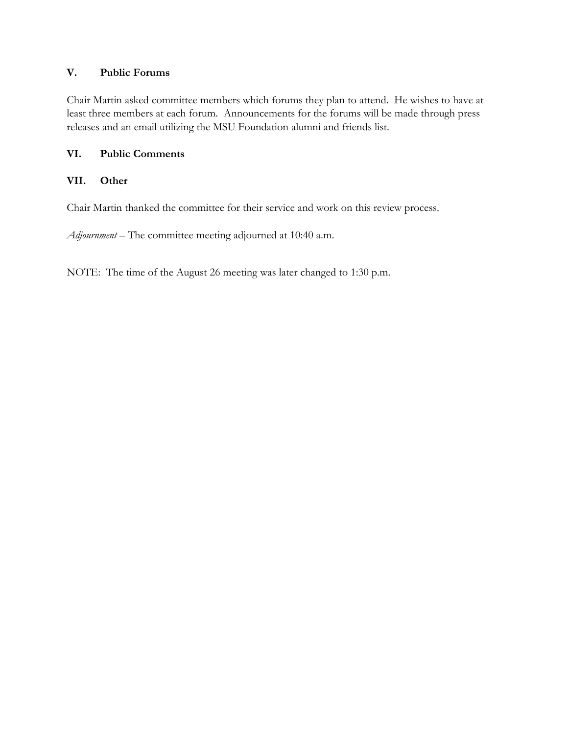## V. Public Forums

Chair Martin asked committee members which forums they plan to attend. He wishes to have at least three members at each forum. Announcements for the forums will be made through press releases and an email utilizing the MSU Foundation alumni and friends list.

## VI. Public Comments

## VII. Other

Chair Martin thanked the committee for their service and work on this review process.

*Adjournment* – The committee meeting adjourned at 10:40 a.m.

NOTE: The time of the August 26 meeting was later changed to 1:30 p.m.